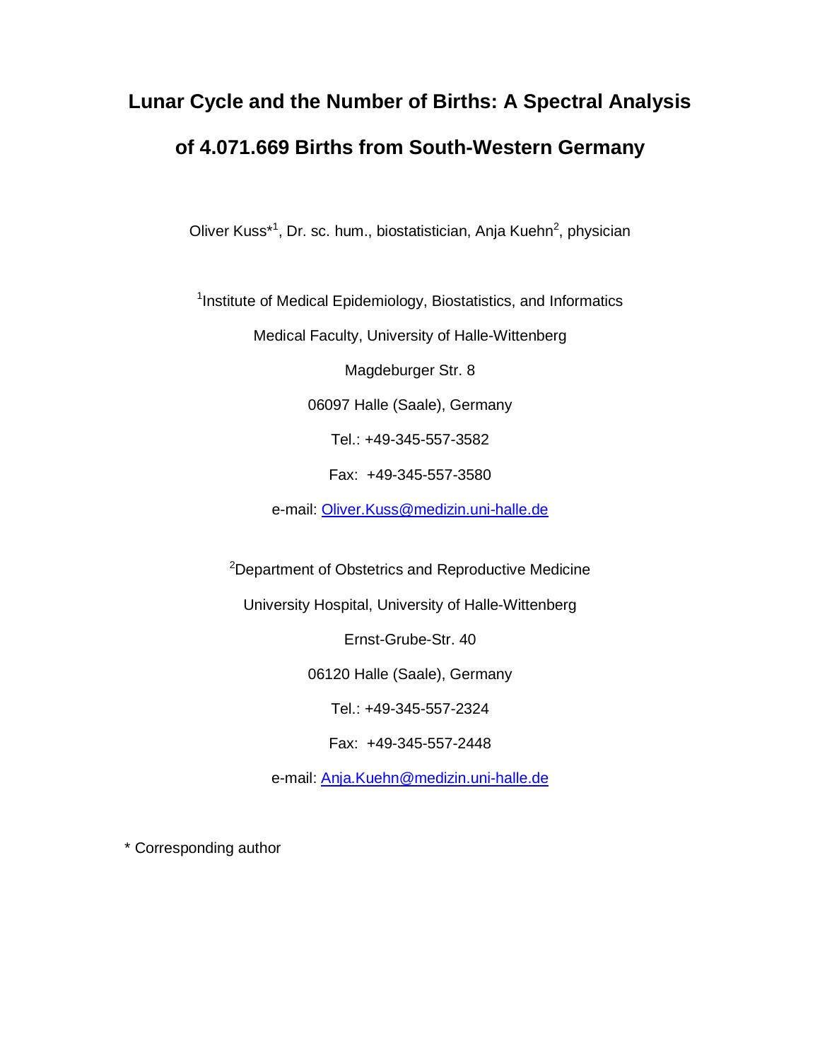# Lunar Cycle and the Number of Births: A Spectral Analysis of 4.071.669 Births from South-Western Germany

Oliver Kuss*[1], Dr. sc. hum., biostatistician, Anja Kuehn[2], physician

[1]Institute of Medical Epidemiology, Biostatistics, and Informatics

Medical Faculty, University of Halle-Wittenberg

Magdeburger Str. 8

06097 Halle (Saale), Germany

Tel.: +49-345-557-3582

Fax: +49-345-557-3580

e-mail: Oliver.Kuss@medizin.uni-halle.de

[2]Department of Obstetrics and Reproductive Medicine

University Hospital, University of Halle-Wittenberg

Ernst-Grube-Str. 40

06120 Halle (Saale), Germany

Tel.: +49-345-557-2324

Fax: +49-345-557-2448

e-mail: Anja.Kuehn@medizin.uni-halle.de

\* Corresponding author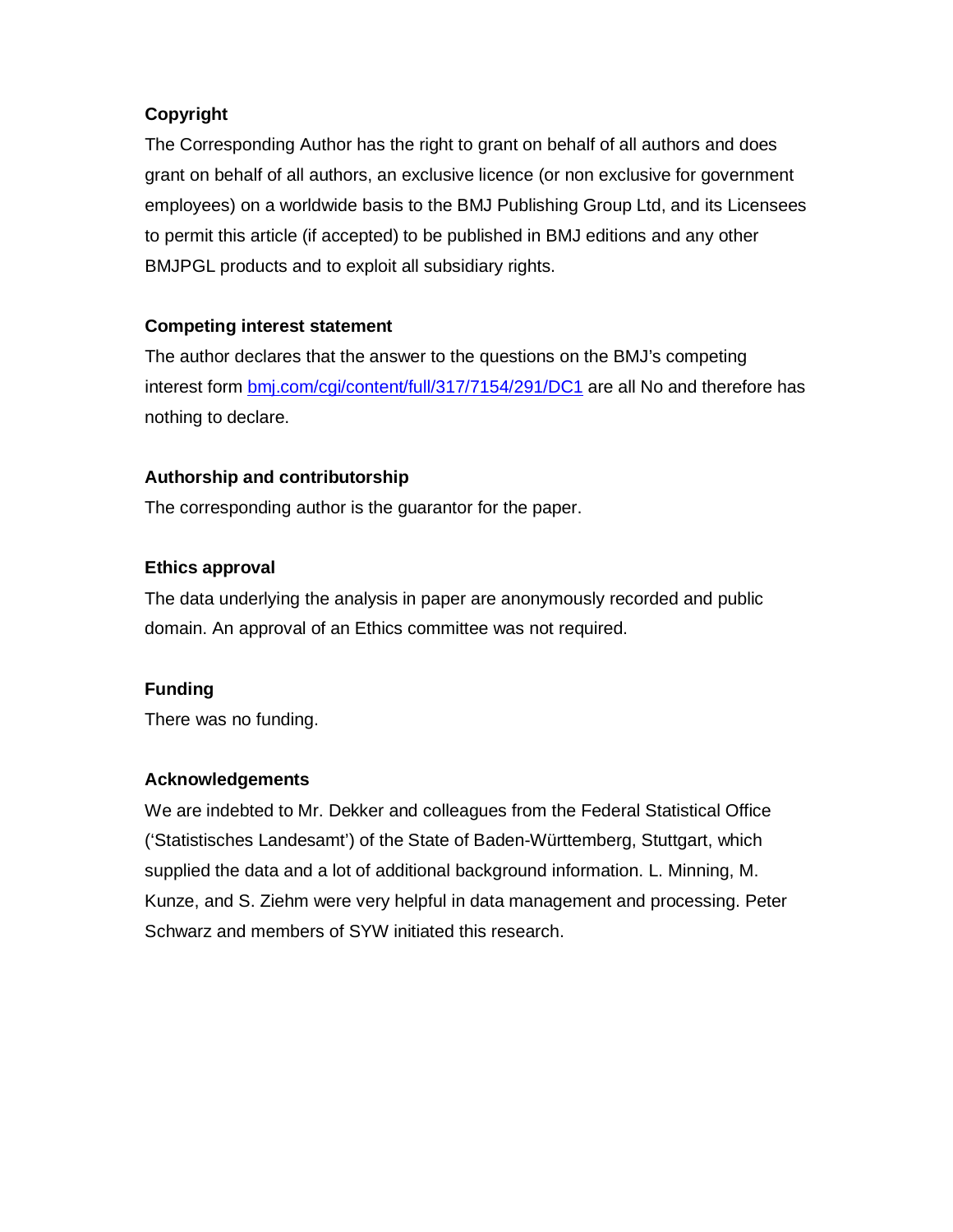**Copyright**

The Corresponding Author has the right to grant on behalf of all authors and does grant on behalf of all authors, an exclusive licence (or non exclusive for government employees) on a worldwide basis to the BMJ Publishing Group Ltd, and its Licensees to permit this article (if accepted) to be published in BMJ editions and any other BMJPGL products and to exploit all subsidiary rights.

**Competing interest statement**

The author declares that the answer to the questions on the BMJ's competing interest form bmj.com/cgi/content/full/317/7154/291/DC1 are all No and therefore has nothing to declare.

**Authorship and contributorship**

The corresponding author is the guarantor for the paper.

**Ethics approval**

The data underlying the analysis in paper are anonymously recorded and public domain. An approval of an Ethics committee was not required.

**Funding**

There was no funding.

**Acknowledgements**

We are indebted to Mr. Dekker and colleagues from the Federal Statistical Office ('Statistisches Landesamt') of the State of Baden-Württemberg, Stuttgart, which supplied the data and a lot of additional background information. L. Minning, M. Kunze, and S. Ziehm were very helpful in data management and processing. Peter Schwarz and members of SYW initiated this research.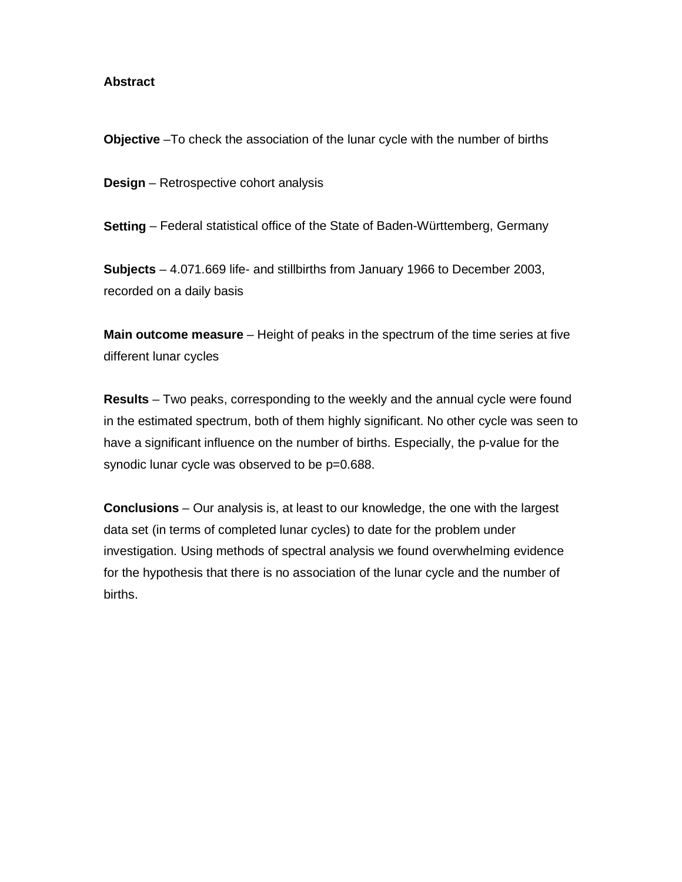## Abstract

**Objective** –To check the association of the lunar cycle with the number of births

**Design** – Retrospective cohort analysis

**Setting** – Federal statistical office of the State of Baden-Württemberg, Germany

**Subjects** – 4.071.669 life- and stillbirths from January 1966 to December 2003, recorded on a daily basis

**Main outcome measure** – Height of peaks in the spectrum of the time series at five different lunar cycles

**Results** – Two peaks, corresponding to the weekly and the annual cycle were found in the estimated spectrum, both of them highly significant. No other cycle was seen to have a significant influence on the number of births. Especially, the p-value for the synodic lunar cycle was observed to be $p=0.688$.

**Conclusions** – Our analysis is, at least to our knowledge, the one with the largest data set (in terms of completed lunar cycles) to date for the problem under investigation. Using methods of spectral analysis we found overwhelming evidence for the hypothesis that there is no association of the lunar cycle and the number of births.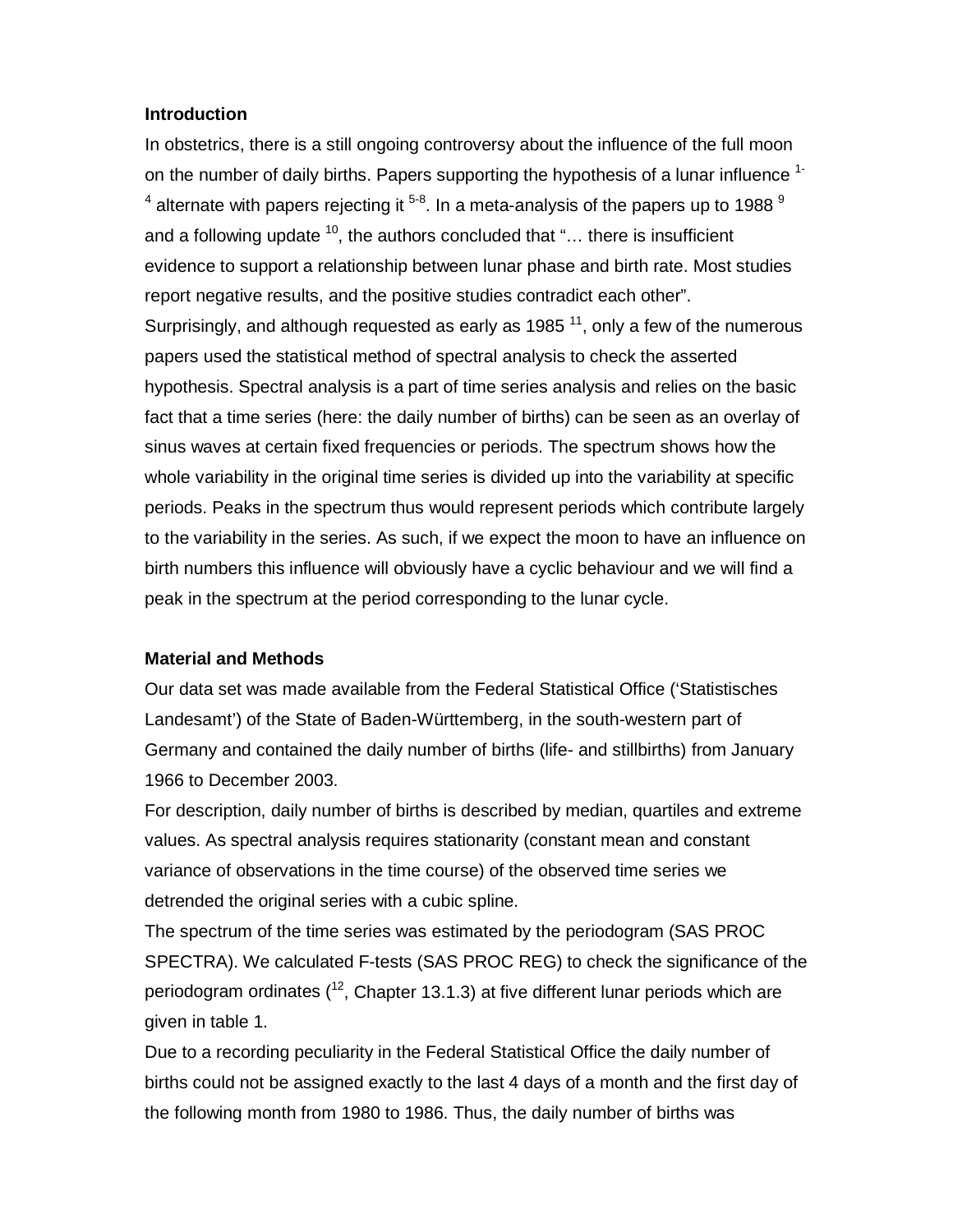## Introduction

In obstetrics, there is a still ongoing controversy about the influence of the full moon on the number of daily births. Papers supporting the hypothesis of a lunar influence [1-4] alternate with papers rejecting it [5-8]. In a meta-analysis of the papers up to 1988 [9] and a following update [10], the authors concluded that "… there is insufficient evidence to support a relationship between lunar phase and birth rate. Most studies report negative results, and the positive studies contradict each other".

Surprisingly, and although requested as early as 1985 [11], only a few of the numerous papers used the statistical method of spectral analysis to check the asserted hypothesis. Spectral analysis is a part of time series analysis and relies on the basic fact that a time series (here: the daily number of births) can be seen as an overlay of sinus waves at certain fixed frequencies or periods. The spectrum shows how the whole variability in the original time series is divided up into the variability at specific periods. Peaks in the spectrum thus would represent periods which contribute largely to the variability in the series. As such, if we expect the moon to have an influence on birth numbers this influence will obviously have a cyclic behaviour and we will find a peak in the spectrum at the period corresponding to the lunar cycle.

## Material and Methods

Our data set was made available from the Federal Statistical Office ('Statistisches Landesamt') of the State of Baden-Württemberg, in the south-western part of Germany and contained the daily number of births (life- and stillbirths) from January 1966 to December 2003.

For description, daily number of births is described by median, quartiles and extreme values. As spectral analysis requires stationarity (constant mean and constant variance of observations in the time course) of the observed time series we detrended the original series with a cubic spline.

The spectrum of the time series was estimated by the periodogram (SAS PROC SPECTRA). We calculated F-tests (SAS PROC REG) to check the significance of the periodogram ordinates ([12], Chapter 13.1.3) at five different lunar periods which are given in table 1.

Due to a recording peculiarity in the Federal Statistical Office the daily number of births could not be assigned exactly to the last 4 days of a month and the first day of the following month from 1980 to 1986. Thus, the daily number of births was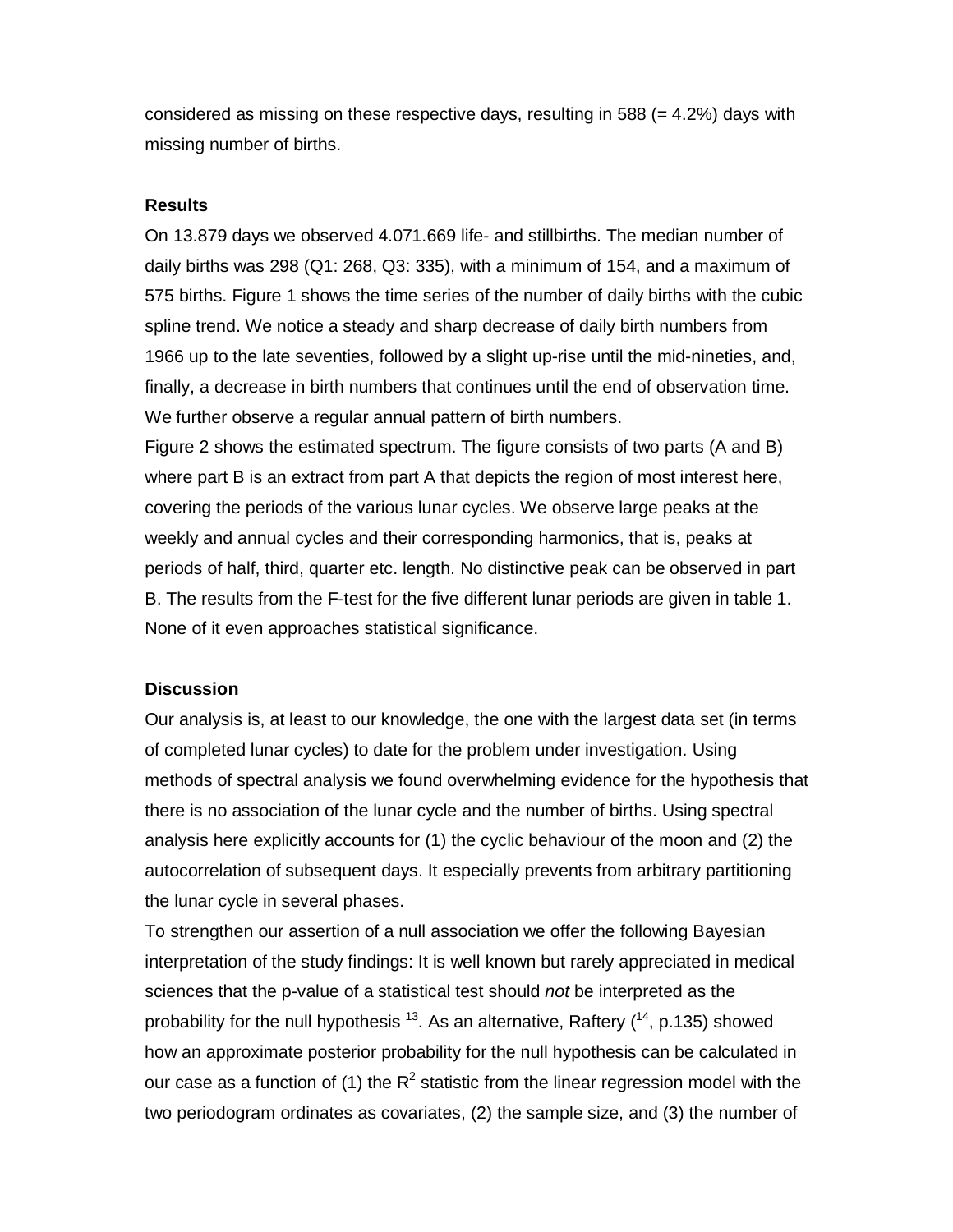considered as missing on these respective days, resulting in 588 (= 4.2%) days with missing number of births.

## Results

On 13.879 days we observed 4.071.669 life- and stillbirths. The median number of daily births was 298 (Q1: 268, Q3: 335), with a minimum of 154, and a maximum of 575 births. Figure 1 shows the time series of the number of daily births with the cubic spline trend. We notice a steady and sharp decrease of daily birth numbers from 1966 up to the late seventies, followed by a slight up-rise until the mid-nineties, and, finally, a decrease in birth numbers that continues until the end of observation time. We further observe a regular annual pattern of birth numbers.

Figure 2 shows the estimated spectrum. The figure consists of two parts (A and B) where part B is an extract from part A that depicts the region of most interest here, covering the periods of the various lunar cycles. We observe large peaks at the weekly and annual cycles and their corresponding harmonics, that is, peaks at periods of half, third, quarter etc. length. No distinctive peak can be observed in part B. The results from the F-test for the five different lunar periods are given in table 1. None of it even approaches statistical significance.

## Discussion

Our analysis is, at least to our knowledge, the one with the largest data set (in terms of completed lunar cycles) to date for the problem under investigation. Using methods of spectral analysis we found overwhelming evidence for the hypothesis that there is no association of the lunar cycle and the number of births. Using spectral analysis here explicitly accounts for (1) the cyclic behaviour of the moon and (2) the autocorrelation of subsequent days. It especially prevents from arbitrary partitioning the lunar cycle in several phases.

To strengthen our assertion of a null association we offer the following Bayesian interpretation of the study findings: It is well known but rarely appreciated in medical sciences that the p-value of a statistical test should *not* be interpreted as the probability for the null hypothesis [13]. As an alternative, Raftery ([14], p.135) showed how an approximate posterior probability for the null hypothesis can be calculated in our case as a function of (1) the $R^2$ statistic from the linear regression model with the two periodogram ordinates as covariates, (2) the sample size, and (3) the number of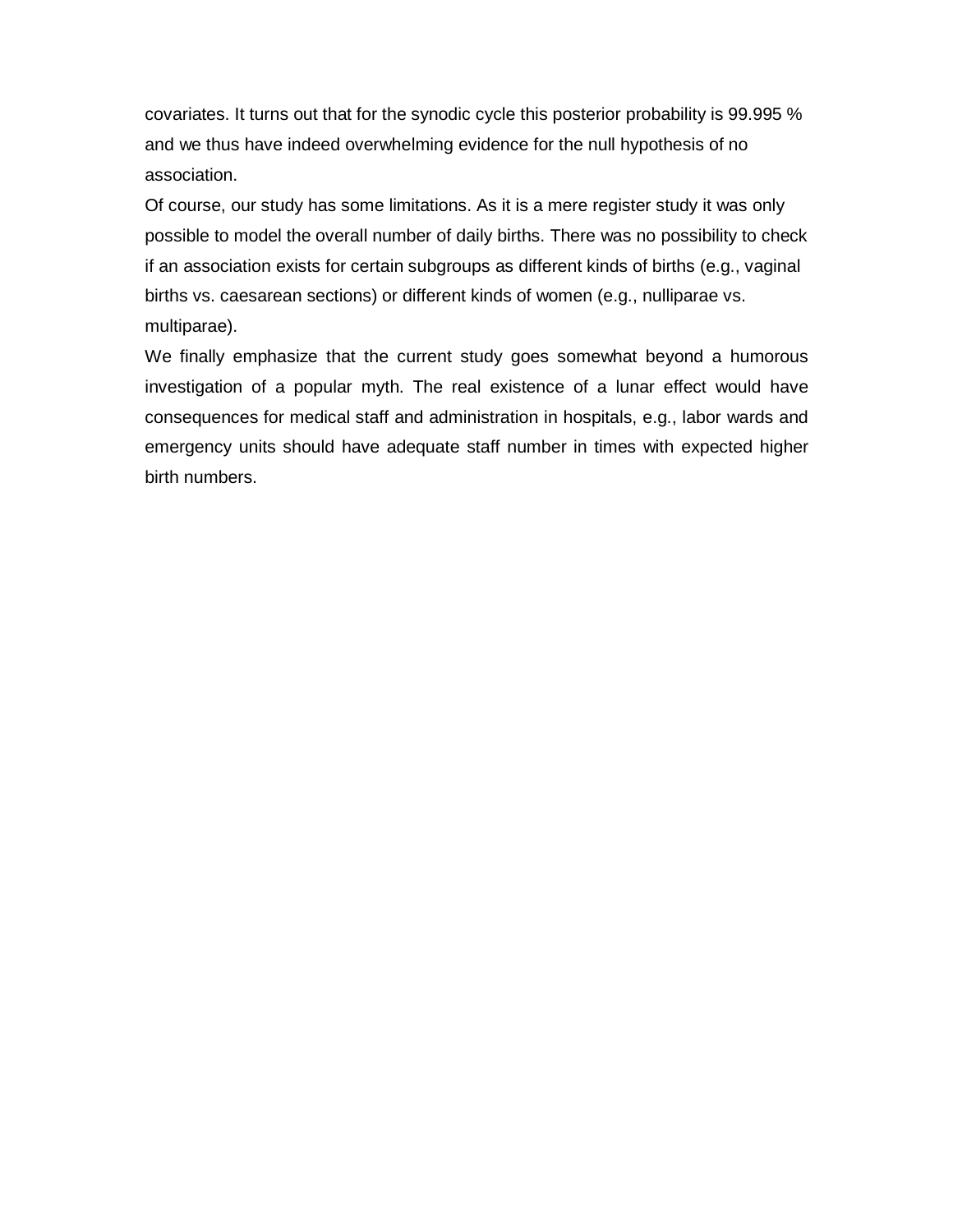covariates. It turns out that for the synodic cycle this posterior probability is 99.995 % and we thus have indeed overwhelming evidence for the null hypothesis of no association.

Of course, our study has some limitations. As it is a mere register study it was only possible to model the overall number of daily births. There was no possibility to check if an association exists for certain subgroups as different kinds of births (e.g., vaginal births vs. caesarean sections) or different kinds of women (e.g., nulliparae vs. multiparae).

We finally emphasize that the current study goes somewhat beyond a humorous investigation of a popular myth. The real existence of a lunar effect would have consequences for medical staff and administration in hospitals, e.g., labor wards and emergency units should have adequate staff number in times with expected higher birth numbers.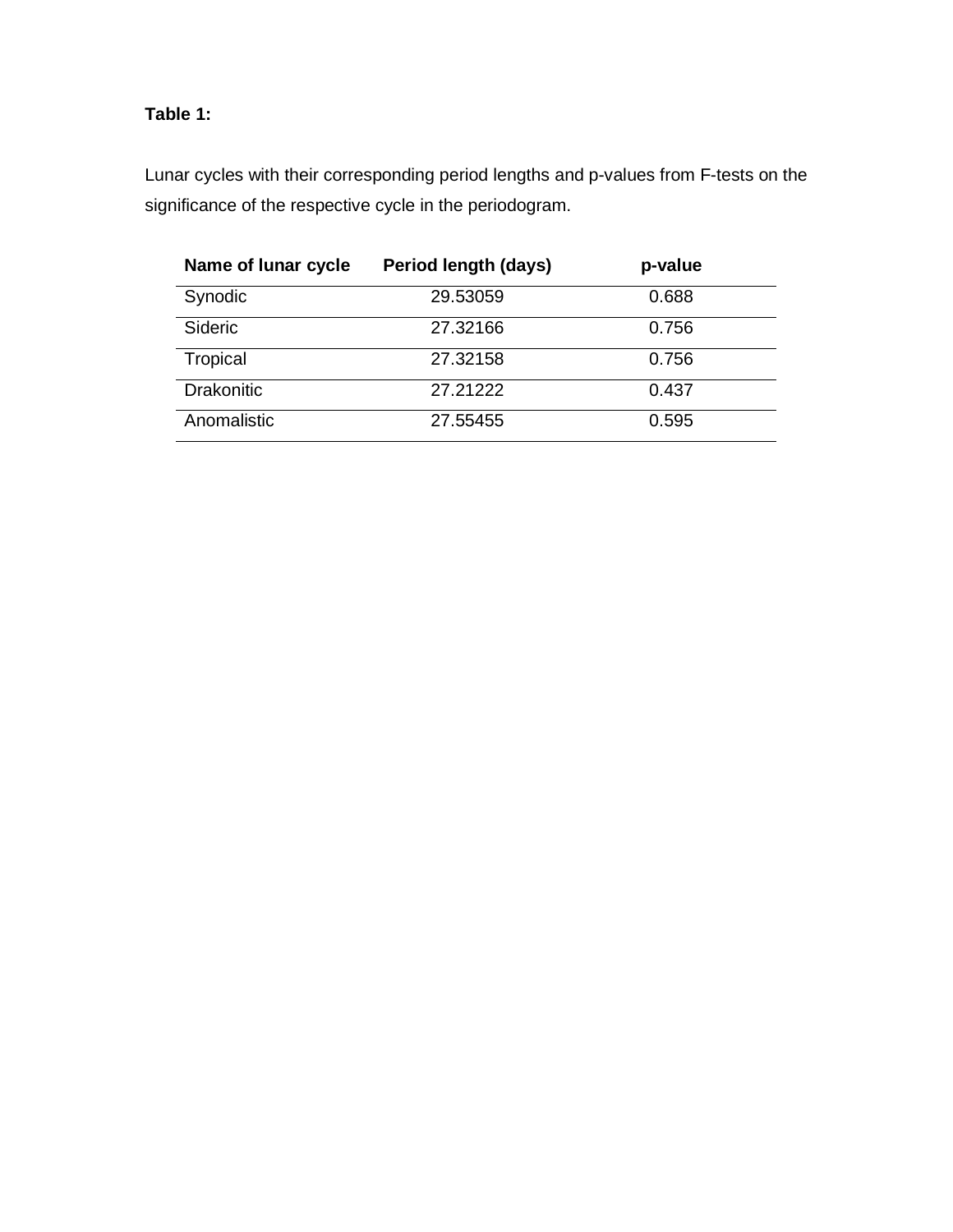**Table 1:**

Lunar cycles with their corresponding period lengths and p-values from F-tests on the significance of the respective cycle in the periodogram.

| Name of lunar cycle | Period length (days) | p-value |
|---|---|---|
| Synodic | 29.53059 | 0.688 |
| Sideric | 27.32166 | 0.756 |
| Tropical | 27.32158 | 0.756 |
| Drakonitic | 27.21222 | 0.437 |
| Anomalistic | 27.55455 | 0.595 |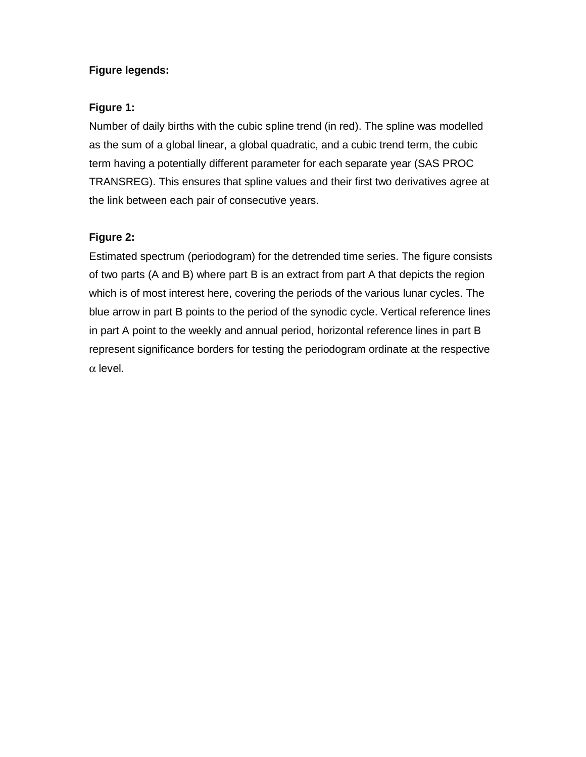**Figure legends:**

**Figure 1:**

Number of daily births with the cubic spline trend (in red). The spline was modelled as the sum of a global linear, a global quadratic, and a cubic trend term, the cubic term having a potentially different parameter for each separate year (SAS PROC TRANSREG). This ensures that spline values and their first two derivatives agree at the link between each pair of consecutive years.

**Figure 2:**

Estimated spectrum (periodogram) for the detrended time series. The figure consists of two parts (A and B) where part B is an extract from part A that depicts the region which is of most interest here, covering the periods of the various lunar cycles. The blue arrow in part B points to the period of the synodic cycle. Vertical reference lines in part A point to the weekly and annual period, horizontal reference lines in part B represent significance borders for testing the periodogram ordinate at the respective $\alpha$ level.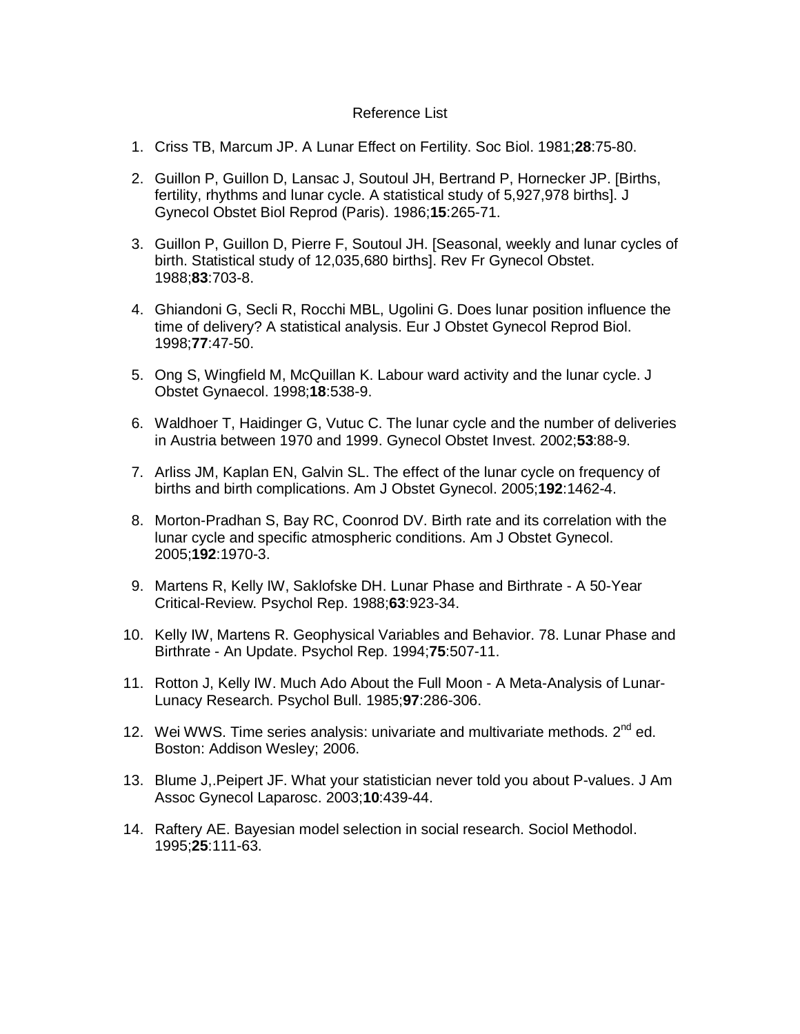# Reference List

1. Criss TB, Marcum JP. A Lunar Effect on Fertility. Soc Biol. 1981;**28**:75-80.
2. Guillon P, Guillon D, Lansac J, Soutoul JH, Bertrand P, Hornecker JP. [Births, fertility, rhythms and lunar cycle. A statistical study of 5,927,978 births]. J Gynecol Obstet Biol Reprod (Paris). 1986;**15**:265-71.
3. Guillon P, Guillon D, Pierre F, Soutoul JH. [Seasonal, weekly and lunar cycles of birth. Statistical study of 12,035,680 births]. Rev Fr Gynecol Obstet. 1988;**83**:703-8.
4. Ghiandoni G, Secli R, Rocchi MBL, Ugolini G. Does lunar position influence the time of delivery? A statistical analysis. Eur J Obstet Gynecol Reprod Biol. 1998;**77**:47-50.
5. Ong S, Wingfield M, McQuillan K. Labour ward activity and the lunar cycle. J Obstet Gynaecol. 1998;**18**:538-9.
6. Waldhoer T, Haidinger G, Vutuc C. The lunar cycle and the number of deliveries in Austria between 1970 and 1999. Gynecol Obstet Invest. 2002;**53**:88-9.
7. Arliss JM, Kaplan EN, Galvin SL. The effect of the lunar cycle on frequency of births and birth complications. Am J Obstet Gynecol. 2005;**192**:1462-4.
8. Morton-Pradhan S, Bay RC, Coonrod DV. Birth rate and its correlation with the lunar cycle and specific atmospheric conditions. Am J Obstet Gynecol. 2005;**192**:1970-3.
9. Martens R, Kelly IW, Saklofske DH. Lunar Phase and Birthrate - A 50-Year Critical-Review. Psychol Rep. 1988;**63**:923-34.
10. Kelly IW, Martens R. Geophysical Variables and Behavior. 78. Lunar Phase and Birthrate - An Update. Psychol Rep. 1994;**75**:507-11.
11. Rotton J, Kelly IW. Much Ado About the Full Moon - A Meta-Analysis of Lunar-Lunacy Research. Psychol Bull. 1985;**97**:286-306.
12. Wei WWS. Time series analysis: univariate and multivariate methods. 2nd ed. Boston: Addison Wesley; 2006.
13. Blume J,.Peipert JF. What your statistician never told you about P-values. J Am Assoc Gynecol Laparosc. 2003;**10**:439-44.
14. Raftery AE. Bayesian model selection in social research. Sociol Methodol. 1995;**25**:111-63.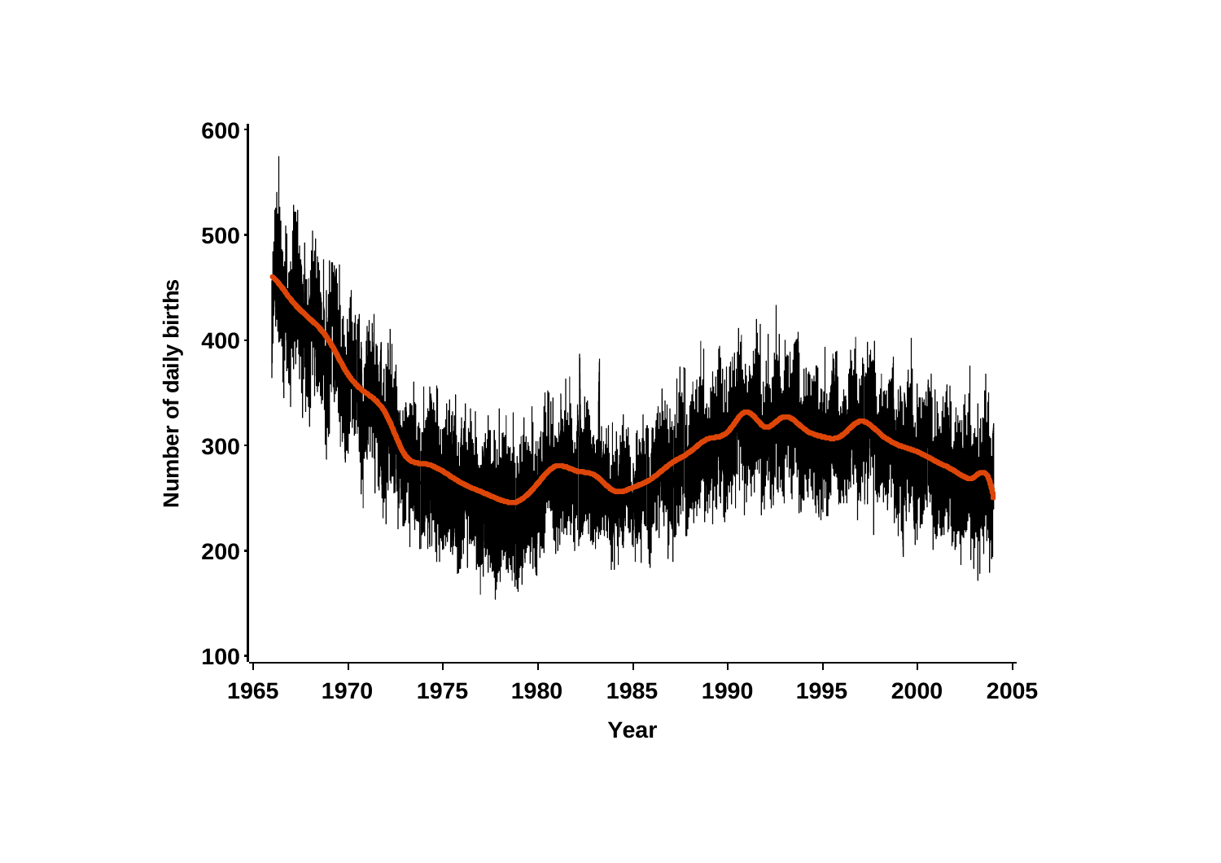Number of daily births

600

500

400

300

200

100

1965 1970 1975 1980 1985 1990 1995 2000 2005

Year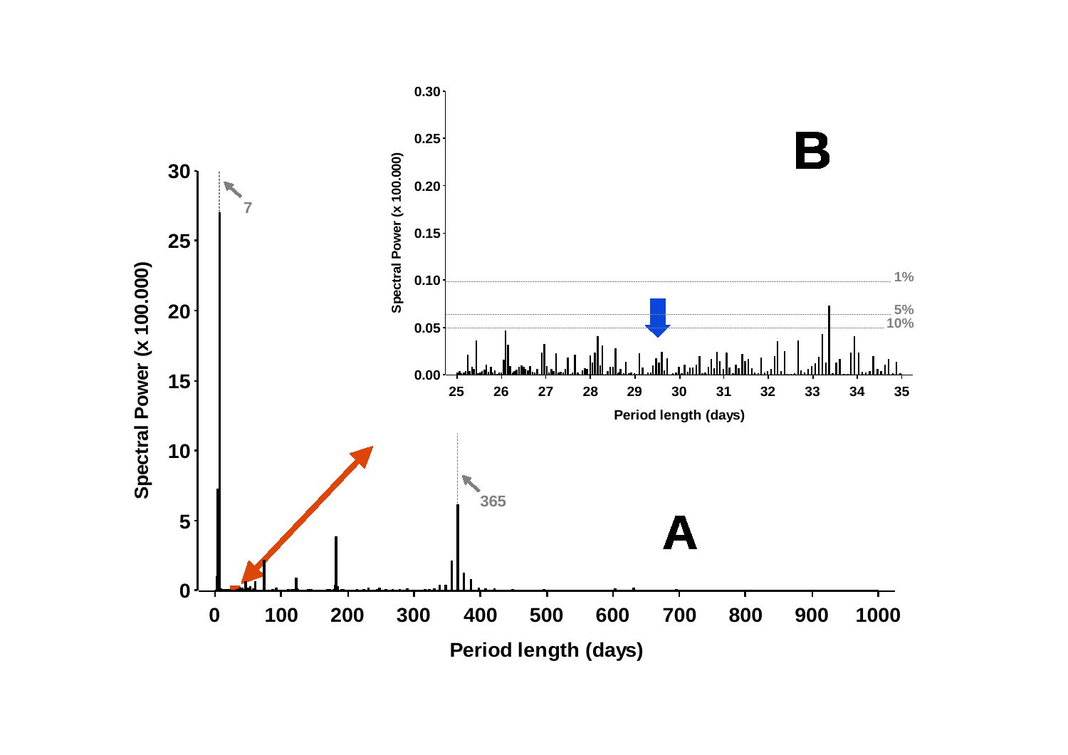30
25
20
15
10
5
0

Spectral Power (x 100.000)

0 100 200 300 400 500 600 700 800 900 1000

Period length (days)

7

365

A

B

0.30
0.25
0.20
0.15
0.10
0.05
0.00

Spectral Power (x 100.000)

25 26 27 28 29 30 31 32 33 34 35

Period length (days)

1%

5%

10%